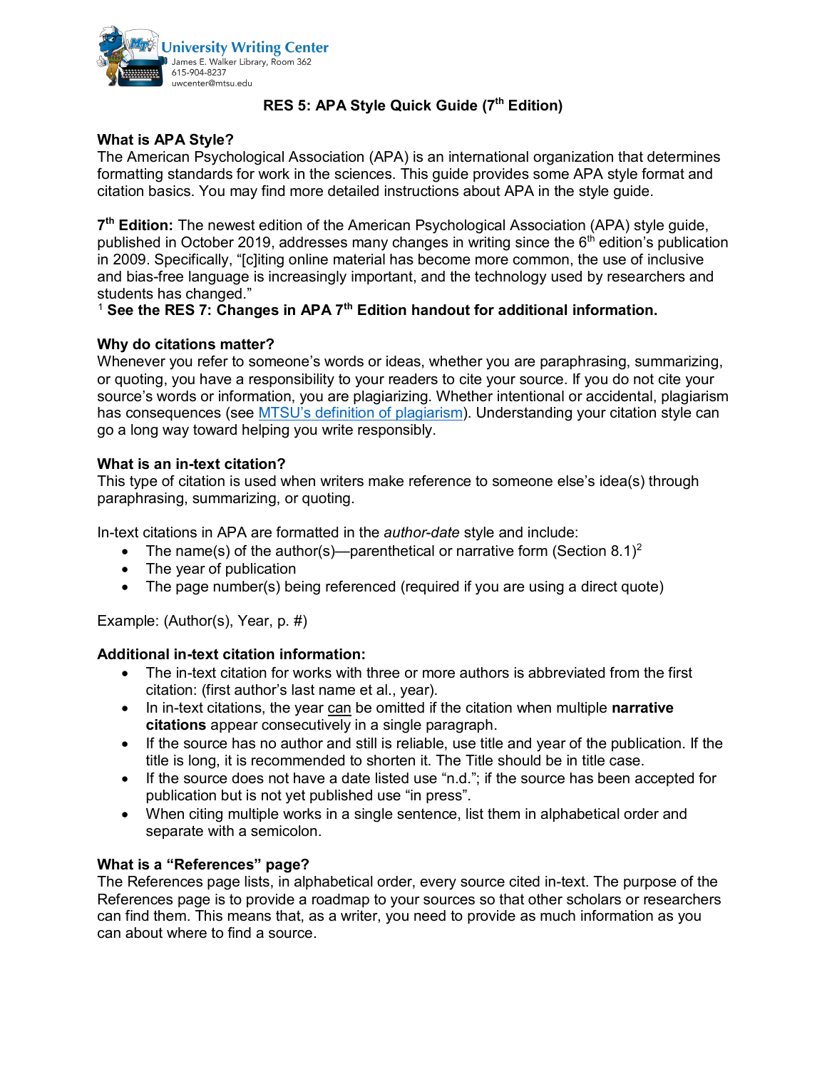University Writing Center
James E. Walker Library, Room 362
615-904-8237
uwcenter@mtsu.edu

# RES 5: APA Style Quick Guide (7th Edition)

**What is APA Style?**

The American Psychological Association (APA) is an international organization that determines formatting standards for work in the sciences. This guide provides some APA style format and citation basics. You may find more detailed instructions about APA in the style guide.

**7th Edition:** The newest edition of the American Psychological Association (APA) style guide, published in October 2019, addresses many changes in writing since the 6th edition's publication in 2009. Specifically, "[c]iting online material has become more common, the use of inclusive and bias-free language is increasingly important, and the technology used by researchers and students has changed."

[1] **See the RES 7: Changes in APA 7th Edition handout for additional information.**

**Why do citations matter?**

Whenever you refer to someone's words or ideas, whether you are paraphrasing, summarizing, or quoting, you have a responsibility to your readers to cite your source. If you do not cite your source's words or information, you are plagiarizing. Whether intentional or accidental, plagiarism has consequences (see MTSU's definition of plagiarism). Understanding your citation style can go a long way toward helping you write responsibly.

**What is an in-text citation?**

This type of citation is used when writers make reference to someone else's idea(s) through paraphrasing, summarizing, or quoting.

In-text citations in APA are formatted in the *author-date* style and include:

- The name(s) of the author(s)—parenthetical or narrative form (Section 8.1)[2]
- The year of publication
- The page number(s) being referenced (required if you are using a direct quote)

Example: (Author(s), Year, p. #)

**Additional in-text citation information:**

- The in-text citation for works with three or more authors is abbreviated from the first citation: (first author's last name et al., year).
- In in-text citations, the year can be omitted if the citation when multiple **narrative citations** appear consecutively in a single paragraph.
- If the source has no author and still is reliable, use title and year of the publication. If the title is long, it is recommended to shorten it. The Title should be in title case.
- If the source does not have a date listed use "n.d."; if the source has been accepted for publication but is not yet published use "in press".
- When citing multiple works in a single sentence, list them in alphabetical order and separate with a semicolon.

**What is a "References" page?**

The References page lists, in alphabetical order, every source cited in-text. The purpose of the References page is to provide a roadmap to your sources so that other scholars or researchers can find them. This means that, as a writer, you need to provide as much information as you can about where to find a source.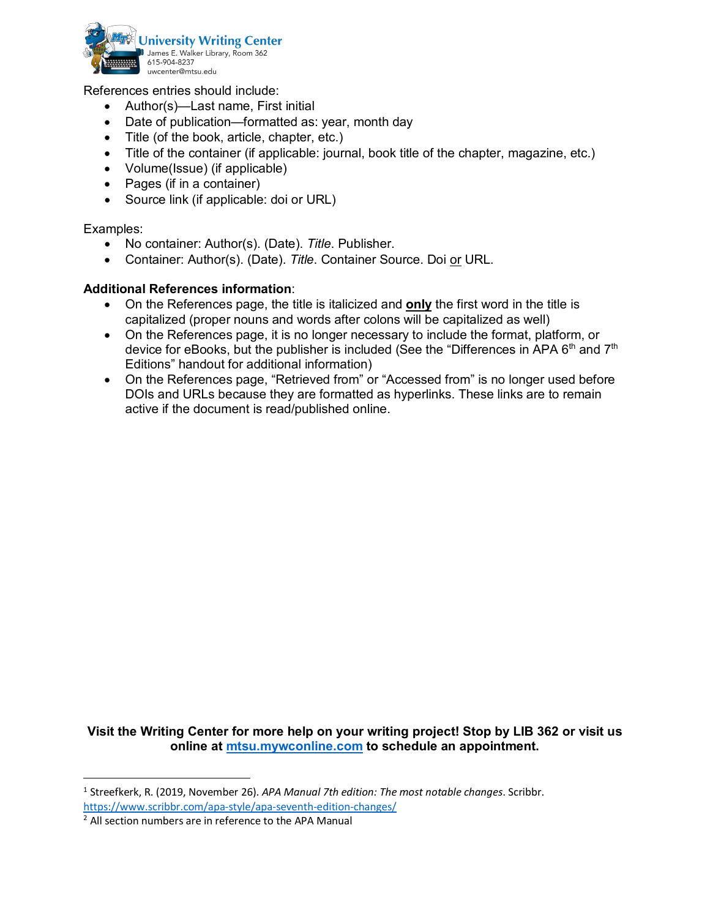References entries should include:

- Author(s)—Last name, First initial
- Date of publication—formatted as: year, month day
- Title (of the book, article, chapter, etc.)
- Title of the container (if applicable: journal, book title of the chapter, magazine, etc.)
- Volume(Issue) (if applicable)
- Pages (if in a container)
- Source link (if applicable: doi or URL)

Examples:

- No container: Author(s). (Date). *Title*. Publisher.
- Container: Author(s). (Date). *Title*. Container Source. Doi or URL.

**Additional References information**:

- On the References page, the title is italicized and **only** the first word in the title is capitalized (proper nouns and words after colons will be capitalized as well)
- On the References page, it is no longer necessary to include the format, platform, or device for eBooks, but the publisher is included (See the "Differences in APA 6th and 7th Editions" handout for additional information)
- On the References page, "Retrieved from" or "Accessed from" is no longer used before DOIs and URLs because they are formatted as hyperlinks. These links are to remain active if the document is read/published online.

**Visit the Writing Center for more help on your writing project! Stop by LIB 362 or visit us online at mtsu.mywconline.com to schedule an appointment.**

[1] Streefkerk, R. (2019, November 26). *APA Manual 7th edition: The most notable changes*. Scribbr. https://www.scribbr.com/apa-style/apa-seventh-edition-changes/

[2] All section numbers are in reference to the APA Manual